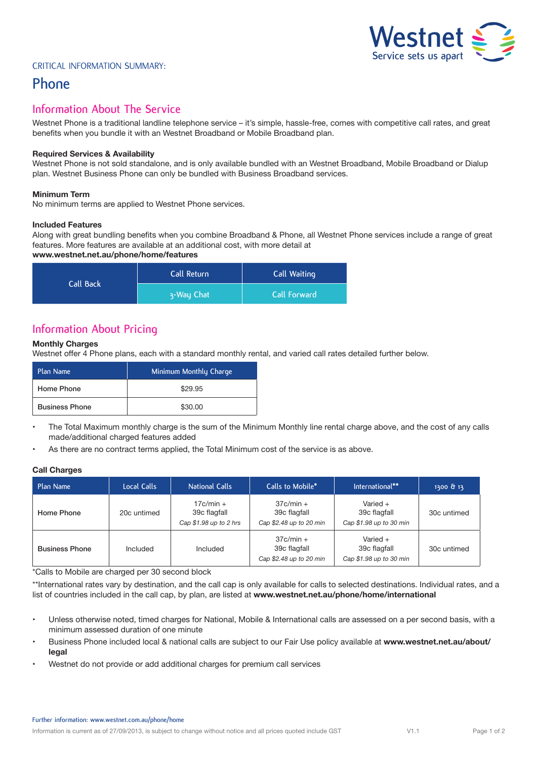Westnet
Service sets us apart

CRITICAL INFORMATION SUMMARY:

# Phone

## Information About The Service

Westnet Phone is a traditional landline telephone service – it's simple, hassle-free, comes with competitive call rates, and great benefits when you bundle it with an Westnet Broadband or Mobile Broadband plan.

**Required Services & Availability**

Westnet Phone is not sold standalone, and is only available bundled with an Westnet Broadband, Mobile Broadband or Dialup plan. Westnet Business Phone can only be bundled with Business Broadband services.

**Minimum Term**

No minimum terms are applied to Westnet Phone services.

**Included Features**

Along with great bundling benefits when you combine Broadband & Phone, all Westnet Phone services include a range of great features. More features are available at an additional cost, with more detail at **www.westnet.net.au/phone/home/features**

| Call Back | Call Return | Call Waiting |
|---|---|---|
| | 3-Way Chat | Call Forward |

## Information About Pricing

**Monthly Charges**

Westnet offer 4 Phone plans, each with a standard monthly rental, and varied call rates detailed further below.

| Plan Name | Minimum Monthly Charge |
|---|---|
| **Home Phone** | $29.95 |
| **Business Phone** | $30.00 |

- The Total Maximum monthly charge is the sum of the Minimum Monthly line rental charge above, and the cost of any calls made/additional charged features added
- As there are no contract terms applied, the Total Minimum cost of the service is as above.

**Call Charges**

| Plan Name | Local Calls | National Calls | Calls to Mobile* | International** | 1300 & 13 |
|---|---|---|---|---|---|
| **Home Phone** | 20c untimed | 17c/min + 39c flagfall *Cap $1.98 up to 2 hrs* | 37c/min + 39c flagfall *Cap $2.48 up to 20 min* | Varied + 39c flagfall *Cap $1.98 up to 30 min* | 30c untimed |
| **Business Phone** | Included | Included | 37c/min + 39c flagfall *Cap $2.48 up to 20 min* | Varied + 39c flagfall *Cap $1.98 up to 30 min* | 30c untimed |

*Calls to Mobile are charged per 30 second block

**International rates vary by destination, and the call cap is only available for calls to selected destinations. Individual rates, and a list of countries included in the call cap, by plan, are listed at **www.westnet.net.au/phone/home/international**

- Unless otherwise noted, timed charges for National, Mobile & International calls are assessed on a per second basis, with a minimum assessed duration of one minute
- Business Phone included local & national calls are subject to our Fair Use policy available at **www.westnet.net.au/about/legal**
- Westnet do not provide or add additional charges for premium call services

Further information: www.westnet.com.au/phone/home

Information is current as of 27/09/2013, is subject to change without notice and all prices quoted include GST V1.1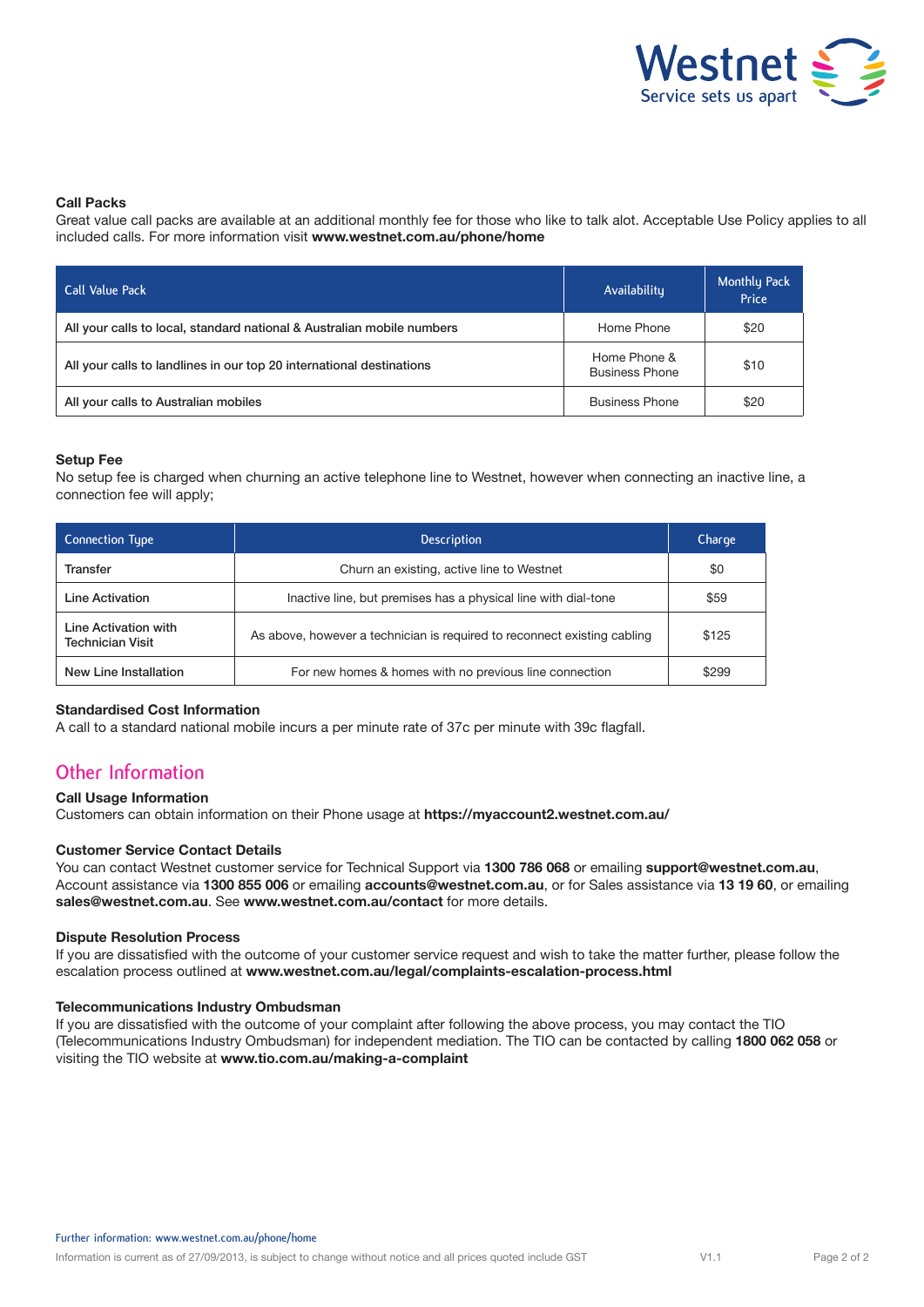### Call Packs

Great value call packs are available at an additional monthly fee for those who like to talk alot. Acceptable Use Policy applies to all included calls. For more information visit **www.westnet.com.au/phone/home**

| Call Value Pack | Availability | Monthly Pack Price |
|---|---|---|
| All your calls to local, standard national & Australian mobile numbers | Home Phone | $20 |
| All your calls to landlines in our top 20 international destinations | Home Phone & Business Phone | $10 |
| All your calls to Australian mobiles | Business Phone | $20 |

### Setup Fee

No setup fee is charged when churning an active telephone line to Westnet, however when connecting an inactive line, a connection fee will apply;

| Connection Type | Description | Charge |
|---|---|---|
| Transfer | Churn an existing, active line to Westnet | $0 |
| Line Activation | Inactive line, but premises has a physical line with dial-tone | $59 |
| Line Activation with Technician Visit | As above, however a technician is required to reconnect existing cabling | $125 |
| New Line Installation | For new homes & homes with no previous line connection | $299 |

### Standardised Cost Information

A call to a standard national mobile incurs a per minute rate of 37c per minute with 39c flagfall.

## Other Information

### Call Usage Information

Customers can obtain information on their Phone usage at **https://myaccount2.westnet.com.au/**

### Customer Service Contact Details

You can contact Westnet customer service for Technical Support via **1300 786 068** or emailing **support@westnet.com.au**, Account assistance via **1300 855 006** or emailing **accounts@westnet.com.au**, or for Sales assistance via **13 19 60**, or emailing **sales@westnet.com.au**. See **www.westnet.com.au/contact** for more details.

### Dispute Resolution Process

If you are dissatisfied with the outcome of your customer service request and wish to take the matter further, please follow the escalation process outlined at **www.westnet.com.au/legal/complaints-escalation-process.html**

### Telecommunications Industry Ombudsman

If you are dissatisfied with the outcome of your complaint after following the above process, you may contact the TIO (Telecommunications Industry Ombudsman) for independent mediation. The TIO can be contacted by calling **1800 062 058** or visiting the TIO website at **www.tio.com.au/making-a-complaint**